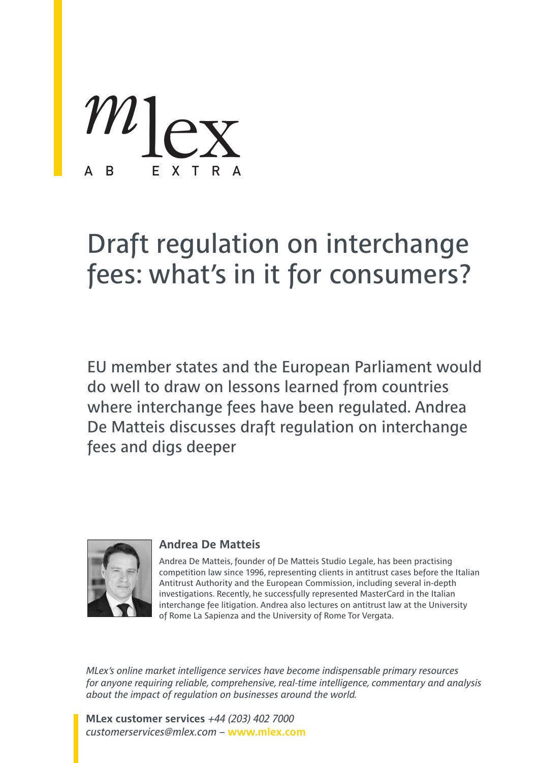mlex

AB EXTRA

# Draft regulation on interchange fees: what's in it for consumers?

EU member states and the European Parliament would do well to draw on lessons learned from countries where interchange fees have been regulated. Andrea De Matteis discusses draft regulation on interchange fees and digs deeper

**Andrea De Matteis**

Andrea De Matteis, founder of De Matteis Studio Legale, has been practising competition law since 1996, representing clients in antitrust cases before the Italian Antitrust Authority and the European Commission, including several in-depth investigations. Recently, he successfully represented MasterCard in the Italian interchange fee litigation. Andrea also lectures on antitrust law at the University of Rome La Sapienza and the University of Rome Tor Vergata.

*MLex's online market intelligence services have become indispensable primary resources for anyone requiring reliable, comprehensive, real-time intelligence, commentary and analysis about the impact of regulation on businesses around the world.*

**MLex customer services** *+44 (203) 402 7000*
*customerservices@mlex.com* – **www.mlex.com**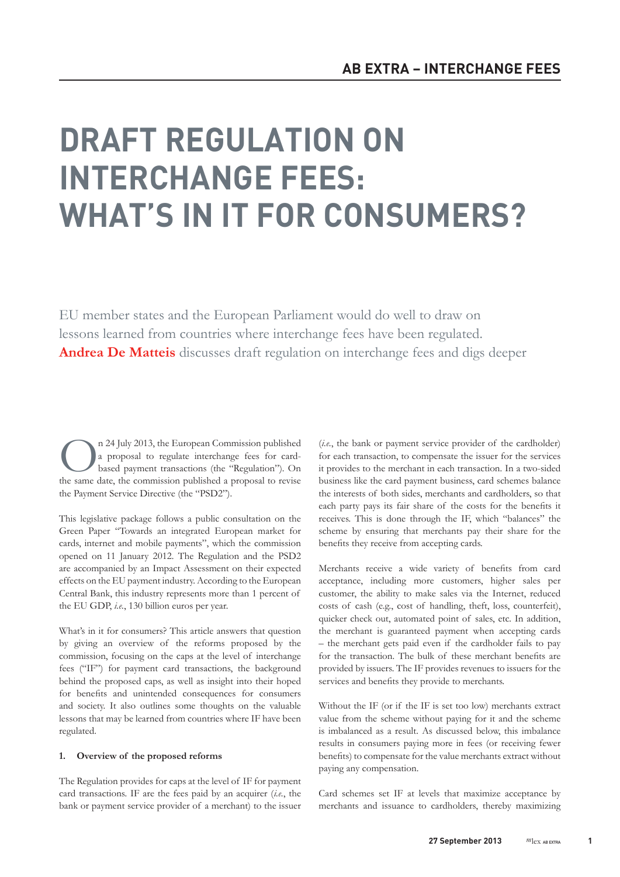# DRAFT REGULATION ON INTERCHANGE FEES: WHAT'S IN IT FOR CONSUMERS?

EU member states and the European Parliament would do well to draw on lessons learned from countries where interchange fees have been regulated. **Andrea De Matteis** discusses draft regulation on interchange fees and digs deeper

On 24 July 2013, the European Commission published a proposal to regulate interchange fees for card-based payment transactions (the "Regulation"). On the same date, the commission published a proposal to revise the Payment Service Directive (the "PSD2").

This legislative package follows a public consultation on the Green Paper "Towards an integrated European market for cards, internet and mobile payments", which the commission opened on 11 January 2012. The Regulation and the PSD2 are accompanied by an Impact Assessment on their expected effects on the EU payment industry. According to the European Central Bank, this industry represents more than 1 percent of the EU GDP, *i.e.*, 130 billion euros per year.

What's in it for consumers? This article answers that question by giving an overview of the reforms proposed by the commission, focusing on the caps at the level of interchange fees ("IF") for payment card transactions, the background behind the proposed caps, as well as insight into their hoped for benefits and unintended consequences for consumers and society. It also outlines some thoughts on the valuable lessons that may be learned from countries where IF have been regulated.

**1. Overview of the proposed reforms**

The Regulation provides for caps at the level of IF for payment card transactions. IF are the fees paid by an acquirer (*i.e.*, the bank or payment service provider of a merchant) to the issuer (*i.e.*, the bank or payment service provider of the cardholder) for each transaction, to compensate the issuer for the services it provides to the merchant in each transaction. In a two-sided business like the card payment business, card schemes balance the interests of both sides, merchants and cardholders, so that each party pays its fair share of the costs for the benefits it receives. This is done through the IF, which "balances" the scheme by ensuring that merchants pay their share for the benefits they receive from accepting cards.

Merchants receive a wide variety of benefits from card acceptance, including more customers, higher sales per customer, the ability to make sales via the Internet, reduced costs of cash (e.g., cost of handling, theft, loss, counterfeit), quicker check out, automated point of sales, etc. In addition, the merchant is guaranteed payment when accepting cards – the merchant gets paid even if the cardholder fails to pay for the transaction. The bulk of these merchant benefits are provided by issuers. The IF provides revenues to issuers for the services and benefits they provide to merchants.

Without the IF (or if the IF is set too low) merchants extract value from the scheme without paying for it and the scheme is imbalanced as a result. As discussed below, this imbalance results in consumers paying more in fees (or receiving fewer benefits) to compensate for the value merchants extract without paying any compensation.

Card schemes set IF at levels that maximize acceptance by merchants and issuance to cardholders, thereby maximizing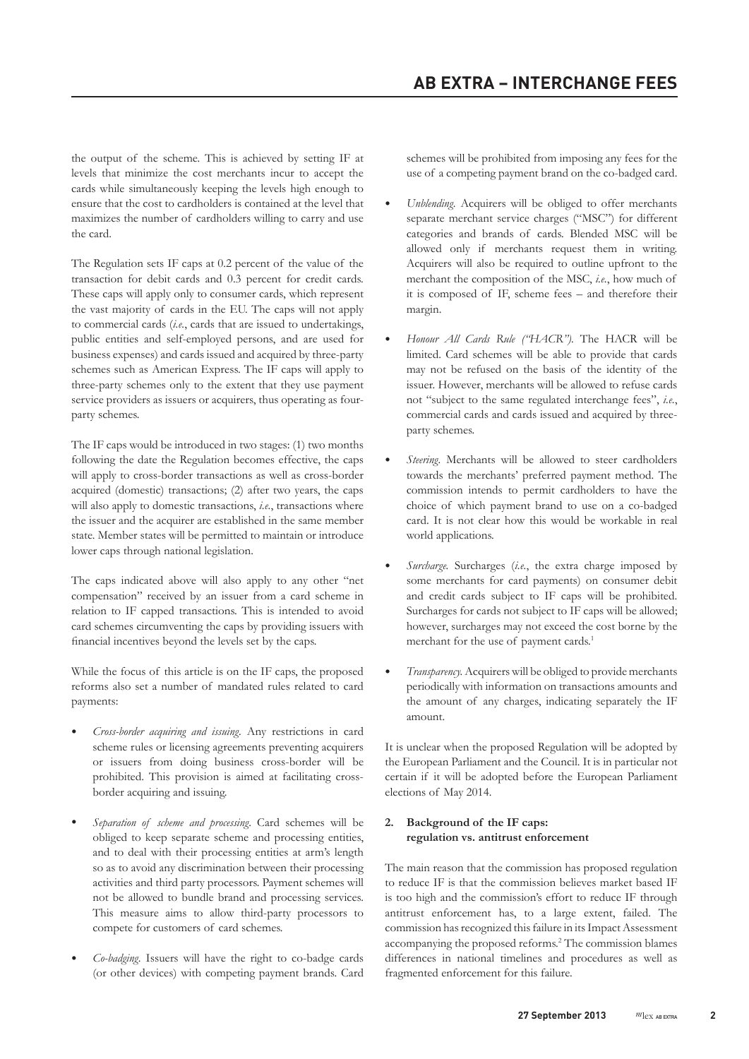the output of the scheme. This is achieved by setting IF at levels that minimize the cost merchants incur to accept the cards while simultaneously keeping the levels high enough to ensure that the cost to cardholders is contained at the level that maximizes the number of cardholders willing to carry and use the card.

The Regulation sets IF caps at 0.2 percent of the value of the transaction for debit cards and 0.3 percent for credit cards. These caps will apply only to consumer cards, which represent the vast majority of cards in the EU. The caps will not apply to commercial cards (*i.e.*, cards that are issued to undertakings, public entities and self-employed persons, and are used for business expenses) and cards issued and acquired by three-party schemes such as American Express. The IF caps will apply to three-party schemes only to the extent that they use payment service providers as issuers or acquirers, thus operating as four-party schemes.

The IF caps would be introduced in two stages: (1) two months following the date the Regulation becomes effective, the caps will apply to cross-border transactions as well as cross-border acquired (domestic) transactions; (2) after two years, the caps will also apply to domestic transactions, *i.e.*, transactions where the issuer and the acquirer are established in the same member state. Member states will be permitted to maintain or introduce lower caps through national legislation.

The caps indicated above will also apply to any other "net compensation" received by an issuer from a card scheme in relation to IF capped transactions. This is intended to avoid card schemes circumventing the caps by providing issuers with financial incentives beyond the levels set by the caps.

While the focus of this article is on the IF caps, the proposed reforms also set a number of mandated rules related to card payments:

- *Cross-border acquiring and issuing*. Any restrictions in card scheme rules or licensing agreements preventing acquirers or issuers from doing business cross-border will be prohibited. This provision is aimed at facilitating cross-border acquiring and issuing.
- *Separation of scheme and processing*. Card schemes will be obliged to keep separate scheme and processing entities, and to deal with their processing entities at arm's length so as to avoid any discrimination between their processing activities and third party processors. Payment schemes will not be allowed to bundle brand and processing services. This measure aims to allow third-party processors to compete for customers of card schemes.
- *Co-badging*. Issuers will have the right to co-badge cards (or other devices) with competing payment brands. Card schemes will be prohibited from imposing any fees for the use of a competing payment brand on the co-badged card.
- *Unblending*. Acquirers will be obliged to offer merchants separate merchant service charges ("MSC") for different categories and brands of cards. Blended MSC will be allowed only if merchants request them in writing. Acquirers will also be required to outline upfront to the merchant the composition of the MSC, *i.e.*, how much of it is composed of IF, scheme fees – and therefore their margin.
- *Honour All Cards Rule ("HACR")*. The HACR will be limited. Card schemes will be able to provide that cards may not be refused on the basis of the identity of the issuer. However, merchants will be allowed to refuse cards not "subject to the same regulated interchange fees", *i.e.*, commercial cards and cards issued and acquired by three-party schemes.
- *Steering*. Merchants will be allowed to steer cardholders towards the merchants' preferred payment method. The commission intends to permit cardholders to have the choice of which payment brand to use on a co-badged card. It is not clear how this would be workable in real world applications.
- *Surcharge*. Surcharges (*i.e.*, the extra charge imposed by some merchants for card payments) on consumer debit and credit cards subject to IF caps will be prohibited. Surcharges for cards not subject to IF caps will be allowed; however, surcharges may not exceed the cost borne by the merchant for the use of payment cards.[1]
- *Transparency*. Acquirers will be obliged to provide merchants periodically with information on transactions amounts and the amount of any charges, indicating separately the IF amount.

It is unclear when the proposed Regulation will be adopted by the European Parliament and the Council. It is in particular not certain if it will be adopted before the European Parliament elections of May 2014.

## 2. Background of the IF caps: regulation vs. antitrust enforcement

The main reason that the commission has proposed regulation to reduce IF is that the commission believes market based IF is too high and the commission's effort to reduce IF through antitrust enforcement has, to a large extent, failed. The commission has recognized this failure in its Impact Assessment accompanying the proposed reforms.[2] The commission blames differences in national timelines and procedures as well as fragmented enforcement for this failure.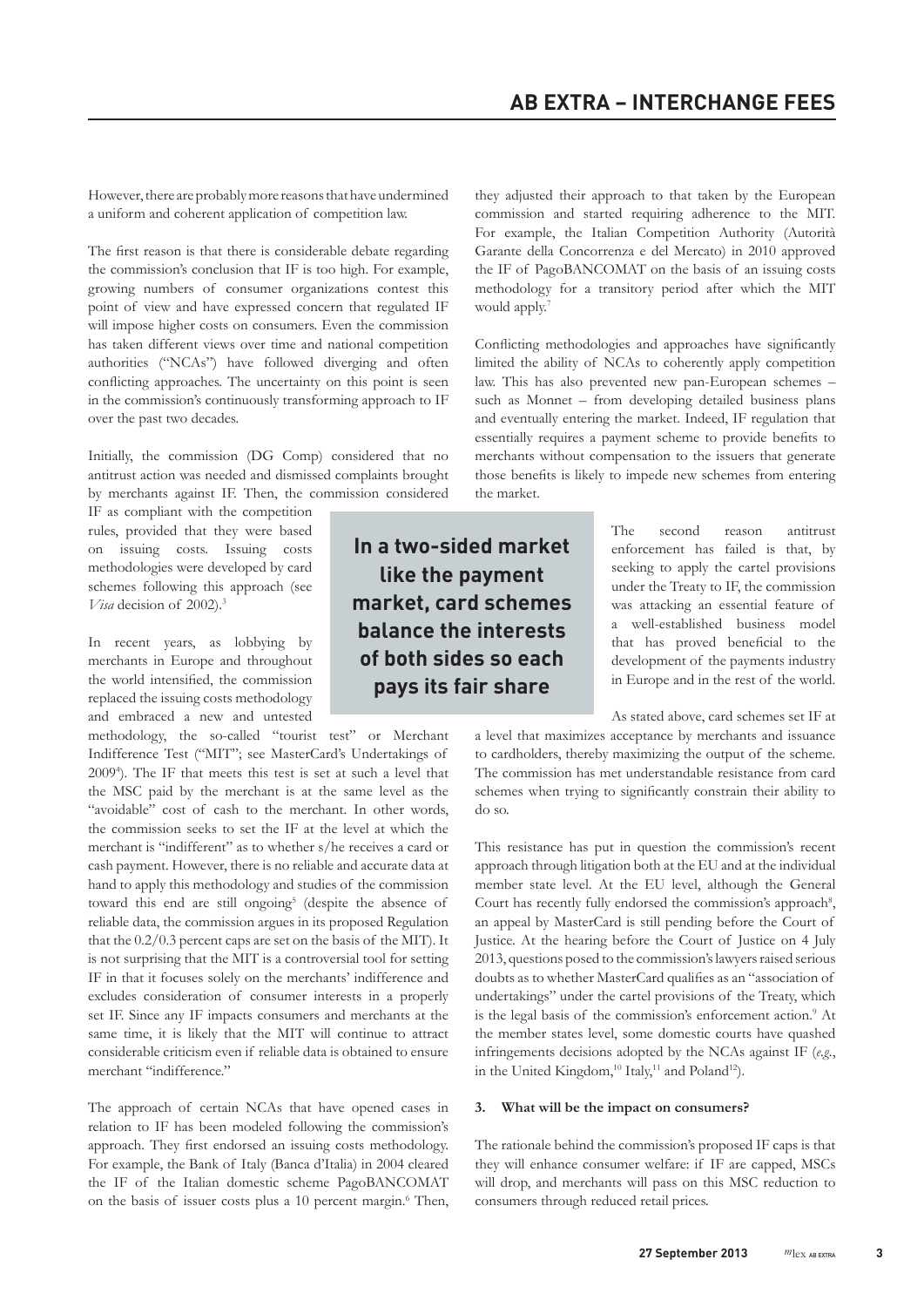However, there are probably more reasons that have undermined a uniform and coherent application of competition law.

The first reason is that there is considerable debate regarding the commission's conclusion that IF is too high. For example, growing numbers of consumer organizations contest this point of view and have expressed concern that regulated IF will impose higher costs on consumers. Even the commission has taken different views over time and national competition authorities ("NCAs") have followed diverging and often conflicting approaches. The uncertainty on this point is seen in the commission's continuously transforming approach to IF over the past two decades.

Initially, the commission (DG Comp) considered that no antitrust action was needed and dismissed complaints brought by merchants against IF. Then, the commission considered IF as compliant with the competition rules, provided that they were based on issuing costs. Issuing costs methodologies were developed by card schemes following this approach (see *Visa* decision of 2002).[3]

In recent years, as lobbying by merchants in Europe and throughout the world intensified, the commission replaced the issuing costs methodology and embraced a new and untested methodology, the so-called "tourist test" or Merchant Indifference Test ("MIT"; see MasterCard's Undertakings of 2009[4]). The IF that meets this test is set at such a level that the MSC paid by the merchant is at the same level as the "avoidable" cost of cash to the merchant. In other words, the commission seeks to set the IF at the level at which the merchant is "indifferent" as to whether s/he receives a card or cash payment. However, there is no reliable and accurate data at hand to apply this methodology and studies of the commission toward this end are still ongoing[5] (despite the absence of reliable data, the commission argues in its proposed Regulation that the 0.2/0.3 percent caps are set on the basis of the MIT). It is not surprising that the MIT is a controversial tool for setting IF in that it focuses solely on the merchants' indifference and excludes consideration of consumer interests in a properly set IF. Since any IF impacts consumers and merchants at the same time, it is likely that the MIT will continue to attract considerable criticism even if reliable data is obtained to ensure merchant "indifference."

The approach of certain NCAs that have opened cases in relation to IF has been modeled following the commission's approach. They first endorsed an issuing costs methodology. For example, the Bank of Italy (Banca d'Italia) in 2004 cleared the IF of the Italian domestic scheme PagoBANCOMAT on the basis of issuer costs plus a 10 percent margin.[6] Then, they adjusted their approach to that taken by the European commission and started requiring adherence to the MIT. For example, the Italian Competition Authority (Autorità Garante della Concorrenza e del Mercato) in 2010 approved the IF of PagoBANCOMAT on the basis of an issuing costs methodology for a transitory period after which the MIT would apply.[7]

Conflicting methodologies and approaches have significantly limited the ability of NCAs to coherently apply competition law. This has also prevented new pan-European schemes – such as Monnet – from developing detailed business plans and eventually entering the market. Indeed, IF regulation that essentially requires a payment scheme to provide benefits to merchants without compensation to the issuers that generate those benefits is likely to impede new schemes from entering the market.

**In a two-sided market like the payment market, card schemes balance the interests of both sides so each pays its fair share**

The second reason antitrust enforcement has failed is that, by seeking to apply the cartel provisions under the Treaty to IF, the commission was attacking an essential feature of a well-established business model that has proved beneficial to the development of the payments industry in Europe and in the rest of the world.

As stated above, card schemes set IF at a level that maximizes acceptance by merchants and issuance to cardholders, thereby maximizing the output of the scheme. The commission has met understandable resistance from card schemes when trying to significantly constrain their ability to do so.

This resistance has put in question the commission's recent approach through litigation both at the EU and at the individual member state level. At the EU level, although the General Court has recently fully endorsed the commission's approach[8], an appeal by MasterCard is still pending before the Court of Justice. At the hearing before the Court of Justice on 4 July 2013, questions posed to the commission's lawyers raised serious doubts as to whether MasterCard qualifies as an "association of undertakings" under the cartel provisions of the Treaty, which is the legal basis of the commission's enforcement action.[9] At the member states level, some domestic courts have quashed infringements decisions adopted by the NCAs against IF (*e.g.*, in the United Kingdom,[10] Italy,[11] and Poland[12]).

### 3. What will be the impact on consumers?

The rationale behind the commission's proposed IF caps is that they will enhance consumer welfare: if IF are capped, MSCs will drop, and merchants will pass on this MSC reduction to consumers through reduced retail prices.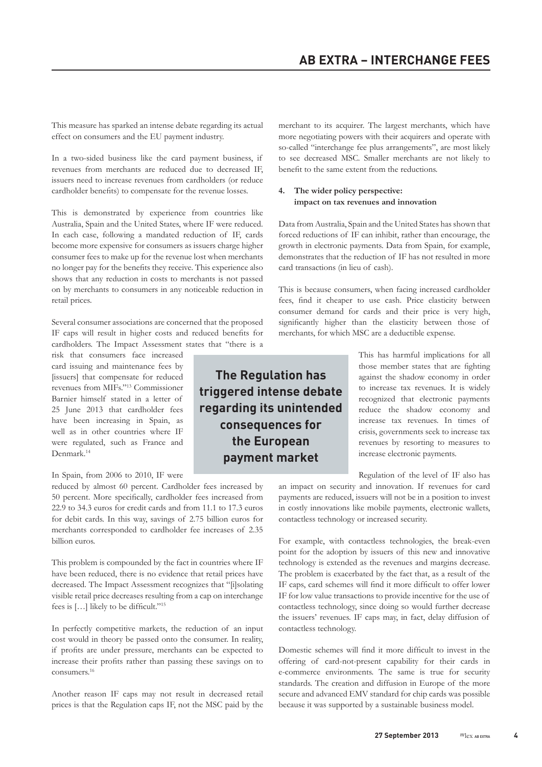This measure has sparked an intense debate regarding its actual effect on consumers and the EU payment industry.

In a two-sided business like the card payment business, if revenues from merchants are reduced due to decreased IF, issuers need to increase revenues from cardholders (or reduce cardholder benefits) to compensate for the revenue losses.

This is demonstrated by experience from countries like Australia, Spain and the United States, where IF were reduced. In each case, following a mandated reduction of IF, cards become more expensive for consumers as issuers charge higher consumer fees to make up for the revenue lost when merchants no longer pay for the benefits they receive. This experience also shows that any reduction in costs to merchants is not passed on by merchants to consumers in any noticeable reduction in retail prices.

Several consumer associations are concerned that the proposed IF caps will result in higher costs and reduced benefits for cardholders. The Impact Assessment states that "there is a risk that consumers face increased card issuing and maintenance fees by [issuers] that compensate for reduced revenues from MIFs."[13] Commissioner Barnier himself stated in a letter of 25 June 2013 that cardholder fees have been increasing in Spain, as well as in other countries where IF were regulated, such as France and Denmark.[14]

**The Regulation has triggered intense debate regarding its unintended consequences for the European payment market**

In Spain, from 2006 to 2010, IF were reduced by almost 60 percent. Cardholder fees increased by 50 percent. More specifically, cardholder fees increased from 22.9 to 34.3 euros for credit cards and from 11.1 to 17.3 euros for debit cards. In this way, savings of 2.75 billion euros for merchants corresponded to cardholder fee increases of 2.35 billion euros.

This problem is compounded by the fact in countries where IF have been reduced, there is no evidence that retail prices have decreased. The Impact Assessment recognizes that "[i]solating visible retail price decreases resulting from a cap on interchange fees is […] likely to be difficult."[15]

In perfectly competitive markets, the reduction of an input cost would in theory be passed onto the consumer. In reality, if profits are under pressure, merchants can be expected to increase their profits rather than passing these savings on to consumers.[16]

Another reason IF caps may not result in decreased retail prices is that the Regulation caps IF, not the MSC paid by the merchant to its acquirer. The largest merchants, which have more negotiating powers with their acquirers and operate with so-called "interchange fee plus arrangements", are most likely to see decreased MSC. Smaller merchants are not likely to benefit to the same extent from the reductions.

## 4. The wider policy perspective: impact on tax revenues and innovation

Data from Australia, Spain and the United States has shown that forced reductions of IF can inhibit, rather than encourage, the growth in electronic payments. Data from Spain, for example, demonstrates that the reduction of IF has not resulted in more card transactions (in lieu of cash).

This is because consumers, when facing increased cardholder fees, find it cheaper to use cash. Price elasticity between consumer demand for cards and their price is very high, significantly higher than the elasticity between those of merchants, for which MSC are a deductible expense.

This has harmful implications for all those member states that are fighting against the shadow economy in order to increase tax revenues. It is widely recognized that electronic payments reduce the shadow economy and increase tax revenues. In times of crisis, governments seek to increase tax revenues by resorting to measures to increase electronic payments.

Regulation of the level of IF also has an impact on security and innovation. If revenues for card payments are reduced, issuers will not be in a position to invest in costly innovations like mobile payments, electronic wallets, contactless technology or increased security.

For example, with contactless technologies, the break-even point for the adoption by issuers of this new and innovative technology is extended as the revenues and margins decrease. The problem is exacerbated by the fact that, as a result of the IF caps, card schemes will find it more difficult to offer lower IF for low value transactions to provide incentive for the use of contactless technology, since doing so would further decrease the issuers' revenues. IF caps may, in fact, delay diffusion of contactless technology.

Domestic schemes will find it more difficult to invest in the offering of card-not-present capability for their cards in e-commerce environments. The same is true for security standards. The creation and diffusion in Europe of the more secure and advanced EMV standard for chip cards was possible because it was supported by a sustainable business model.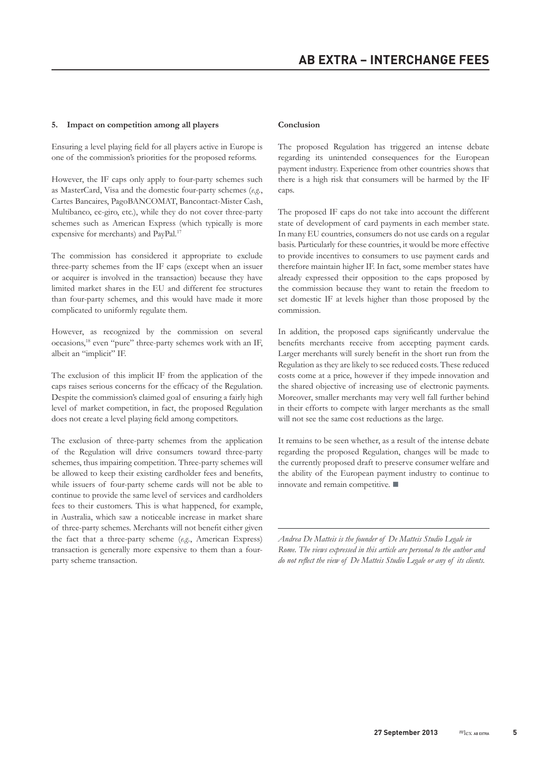### 5. Impact on competition among all players

Ensuring a level playing field for all players active in Europe is one of the commission's priorities for the proposed reforms.

However, the IF caps only apply to four-party schemes such as MasterCard, Visa and the domestic four-party schemes (*e.g.*, Cartes Bancaires, PagoBANCOMAT, Bancontact-Mister Cash, Multibanco, ec-giro, etc.), while they do not cover three-party schemes such as American Express (which typically is more expensive for merchants) and PayPal.[17]

The commission has considered it appropriate to exclude three-party schemes from the IF caps (except when an issuer or acquirer is involved in the transaction) because they have limited market shares in the EU and different fee structures than four-party schemes, and this would have made it more complicated to uniformly regulate them.

However, as recognized by the commission on several occasions,[18] even "pure" three-party schemes work with an IF, albeit an "implicit" IF.

The exclusion of this implicit IF from the application of the caps raises serious concerns for the efficacy of the Regulation. Despite the commission's claimed goal of ensuring a fairly high level of market competition, in fact, the proposed Regulation does not create a level playing field among competitors.

The exclusion of three-party schemes from the application of the Regulation will drive consumers toward three-party schemes, thus impairing competition. Three-party schemes will be allowed to keep their existing cardholder fees and benefits, while issuers of four-party scheme cards will not be able to continue to provide the same level of services and cardholders fees to their customers. This is what happened, for example, in Australia, which saw a noticeable increase in market share of three-party schemes. Merchants will not benefit either given the fact that a three-party scheme (*e.g.*, American Express) transaction is generally more expensive to them than a four-party scheme transaction.

### Conclusion

The proposed Regulation has triggered an intense debate regarding its unintended consequences for the European payment industry. Experience from other countries shows that there is a high risk that consumers will be harmed by the IF caps.

The proposed IF caps do not take into account the different state of development of card payments in each member state. In many EU countries, consumers do not use cards on a regular basis. Particularly for these countries, it would be more effective to provide incentives to consumers to use payment cards and therefore maintain higher IF. In fact, some member states have already expressed their opposition to the caps proposed by the commission because they want to retain the freedom to set domestic IF at levels higher than those proposed by the commission.

In addition, the proposed caps significantly undervalue the benefits merchants receive from accepting payment cards. Larger merchants will surely benefit in the short run from the Regulation as they are likely to see reduced costs. These reduced costs come at a price, however if they impede innovation and the shared objective of increasing use of electronic payments. Moreover, smaller merchants may very well fall further behind in their efforts to compete with larger merchants as the small will not see the same cost reductions as the large.

It remains to be seen whether, as a result of the intense debate regarding the proposed Regulation, changes will be made to the currently proposed draft to preserve consumer welfare and the ability of the European payment industry to continue to innovate and remain competitive. ■

---

*Andrea De Matteis is the founder of De Matteis Studio Legale in Rome. The views expressed in this article are personal to the author and do not reflect the view of De Matteis Studio Legale or any of its clients.*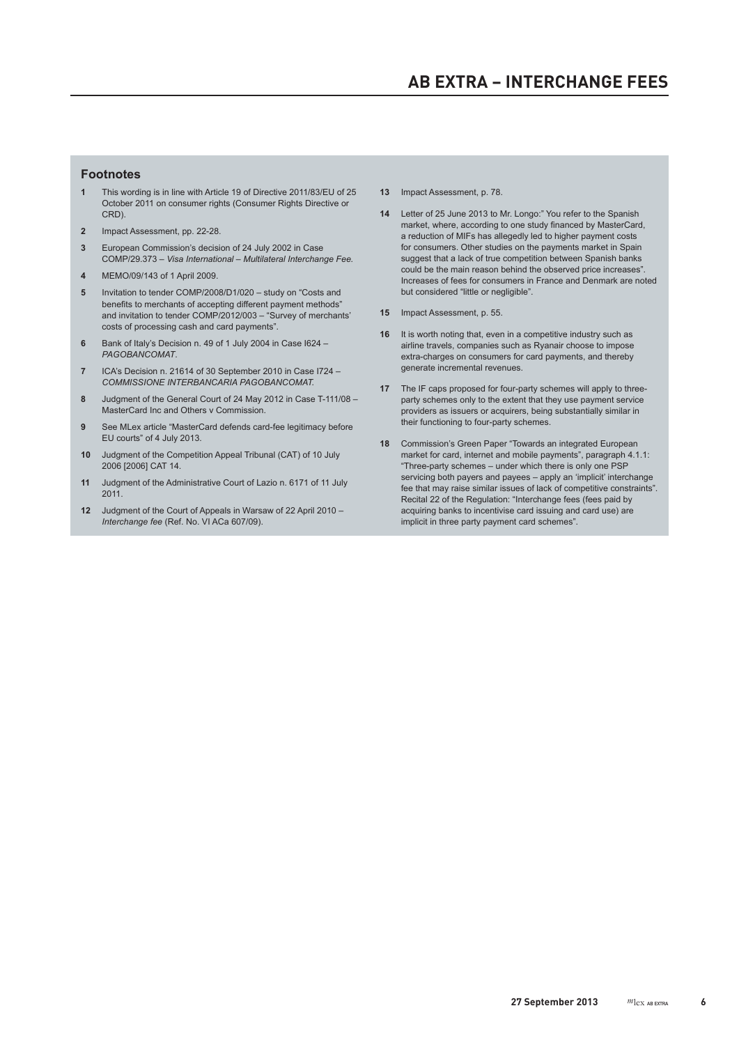## Footnotes

1 This wording is in line with Article 19 of Directive 2011/83/EU of 25 October 2011 on consumer rights (Consumer Rights Directive or CRD).

2 Impact Assessment, pp. 22-28.

3 European Commission's decision of 24 July 2002 in Case COMP/29.373 – *Visa International – Multilateral Interchange Fee.*

4 MEMO/09/143 of 1 April 2009.

5 Invitation to tender COMP/2008/D1/020 – study on "Costs and benefits to merchants of accepting different payment methods" and invitation to tender COMP/2012/003 – "Survey of merchants' costs of processing cash and card payments".

6 Bank of Italy's Decision n. 49 of 1 July 2004 in Case I624 – *PAGOBANCOMAT.*

7 ICA's Decision n. 21614 of 30 September 2010 in Case I724 – *COMMISSIONE INTERBANCARIA PAGOBANCOMAT.*

8 Judgment of the General Court of 24 May 2012 in Case T-111/08 – MasterCard Inc and Others v Commission.

9 See MLex article "MasterCard defends card-fee legitimacy before EU courts" of 4 July 2013.

10 Judgment of the Competition Appeal Tribunal (CAT) of 10 July 2006 [2006] CAT 14.

11 Judgment of the Administrative Court of Lazio n. 6171 of 11 July 2011.

12 Judgment of the Court of Appeals in Warsaw of 22 April 2010 – *Interchange fee* (Ref. No. VI ACa 607/09).

13 Impact Assessment, p. 78.

14 Letter of 25 June 2013 to Mr. Longo:" You refer to the Spanish market, where, according to one study financed by MasterCard, a reduction of MIFs has allegedly led to higher payment costs for consumers. Other studies on the payments market in Spain suggest that a lack of true competition between Spanish banks could be the main reason behind the observed price increases". Increases of fees for consumers in France and Denmark are noted but considered "little or negligible".

15 Impact Assessment, p. 55.

16 It is worth noting that, even in a competitive industry such as airline travels, companies such as Ryanair choose to impose extra-charges on consumers for card payments, and thereby generate incremental revenues.

17 The IF caps proposed for four-party schemes will apply to three-party schemes only to the extent that they use payment service providers as issuers or acquirers, being substantially similar in their functioning to four-party schemes.

18 Commission's Green Paper "Towards an integrated European market for card, internet and mobile payments", paragraph 4.1.1: "Three-party schemes – under which there is only one PSP servicing both payers and payees – apply an 'implicit' interchange fee that may raise similar issues of lack of competitive constraints". Recital 22 of the Regulation: "Interchange fees (fees paid by acquiring banks to incentivise card issuing and card use) are implicit in three party payment card schemes".